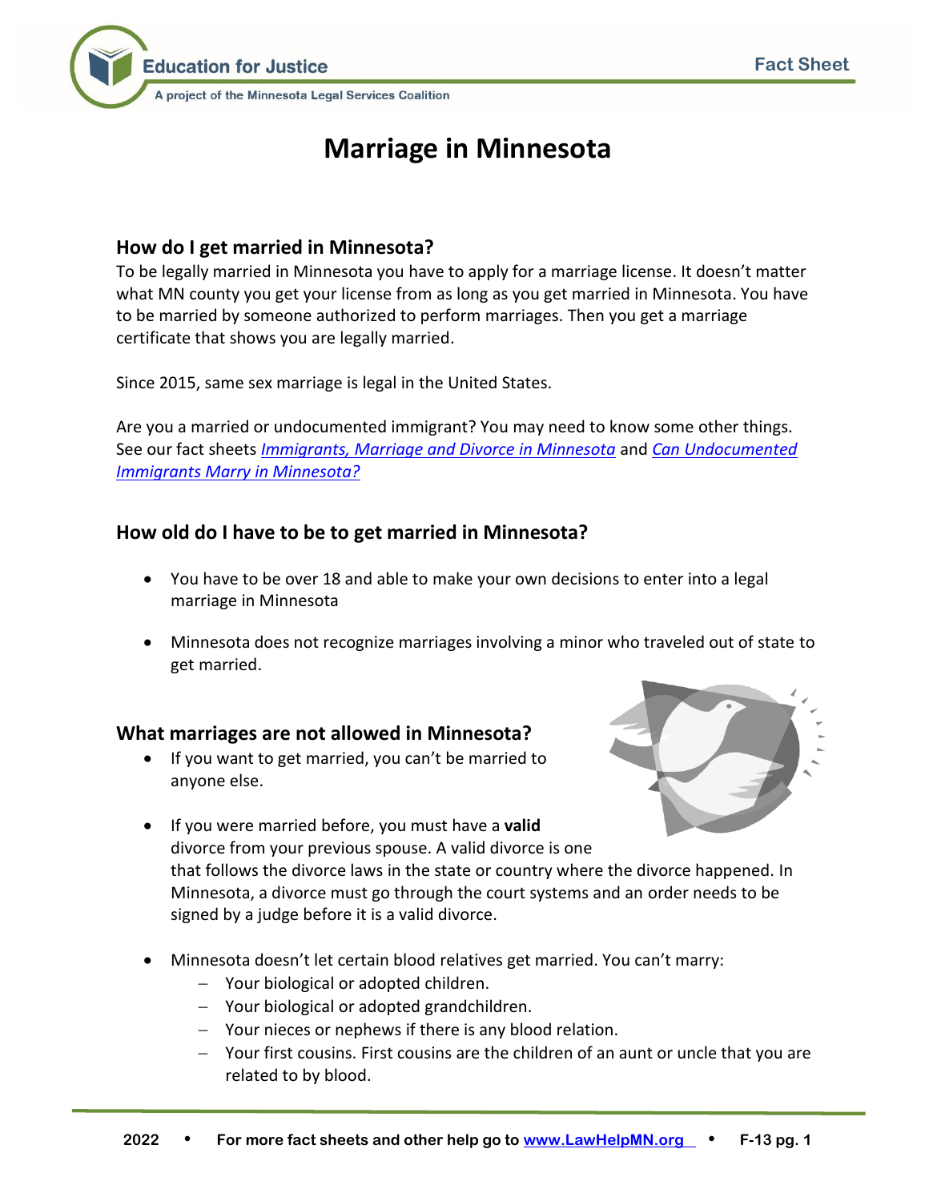# Marriage in Minnesota

## How do I get married in Minnesota?

To be legally married in Minnesota you have to apply for a marriage license. It doesn't matter what MN county you get your license from as long as you get married in Minnesota. You have to be married by someone authorized to perform marriages. Then you get a marriage certificate that shows you are legally married.

Since 2015, same sex marriage is legal in the United States.

Are you a married or undocumented immigrant? You may need to know some other things. See our fact sheets *Immigrants, Marriage and Divorce in Minnesota* and *Can Undocumented Immigrants Marry in Minnesota?*

## How old do I have to be to get married in Minnesota?

- You have to be over 18 and able to make your own decisions to enter into a legal marriage in Minnesota
- Minnesota does not recognize marriages involving a minor who traveled out of state to get married.

## What marriages are not allowed in Minnesota?

- If you want to get married, you can't be married to anyone else.
- If you were married before, you must have a **valid** divorce from your previous spouse. A valid divorce is one that follows the divorce laws in the state or country where the divorce happened. In Minnesota, a divorce must go through the court systems and an order needs to be signed by a judge before it is a valid divorce.
- Minnesota doesn't let certain blood relatives get married. You can't marry:
  - Your biological or adopted children.
  - Your biological or adopted grandchildren.
  - Your nieces or nephews if there is any blood relation.
  - Your first cousins. First cousins are the children of an aunt or uncle that you are related to by blood.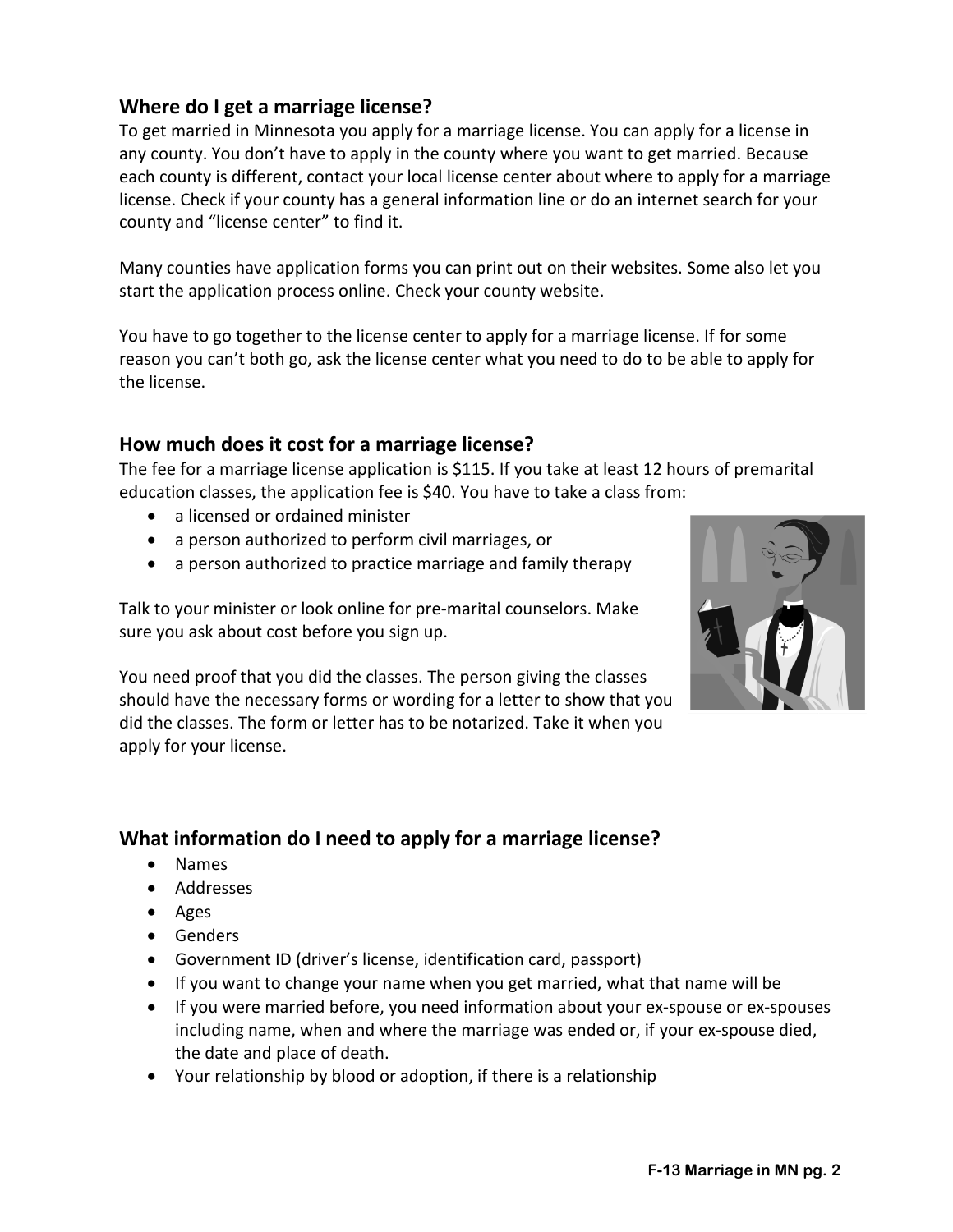## Where do I get a marriage license?

To get married in Minnesota you apply for a marriage license. You can apply for a license in any county. You don't have to apply in the county where you want to get married. Because each county is different, contact your local license center about where to apply for a marriage license. Check if your county has a general information line or do an internet search for your county and "license center" to find it.

Many counties have application forms you can print out on their websites. Some also let you start the application process online. Check your county website.

You have to go together to the license center to apply for a marriage license. If for some reason you can't both go, ask the license center what you need to do to be able to apply for the license.

## How much does it cost for a marriage license?

The fee for a marriage license application is $115. If you take at least 12 hours of premarital education classes, the application fee is $40. You have to take a class from:

- a licensed or ordained minister
- a person authorized to perform civil marriages, or
- a person authorized to practice marriage and family therapy

Talk to your minister or look online for pre-marital counselors. Make sure you ask about cost before you sign up.

You need proof that you did the classes. The person giving the classes should have the necessary forms or wording for a letter to show that you did the classes. The form or letter has to be notarized. Take it when you apply for your license.

## What information do I need to apply for a marriage license?

- Names
- Addresses
- Ages
- Genders
- Government ID (driver's license, identification card, passport)
- If you want to change your name when you get married, what that name will be
- If you were married before, you need information about your ex-spouse or ex-spouses including name, when and where the marriage was ended or, if your ex-spouse died, the date and place of death.
- Your relationship by blood or adoption, if there is a relationship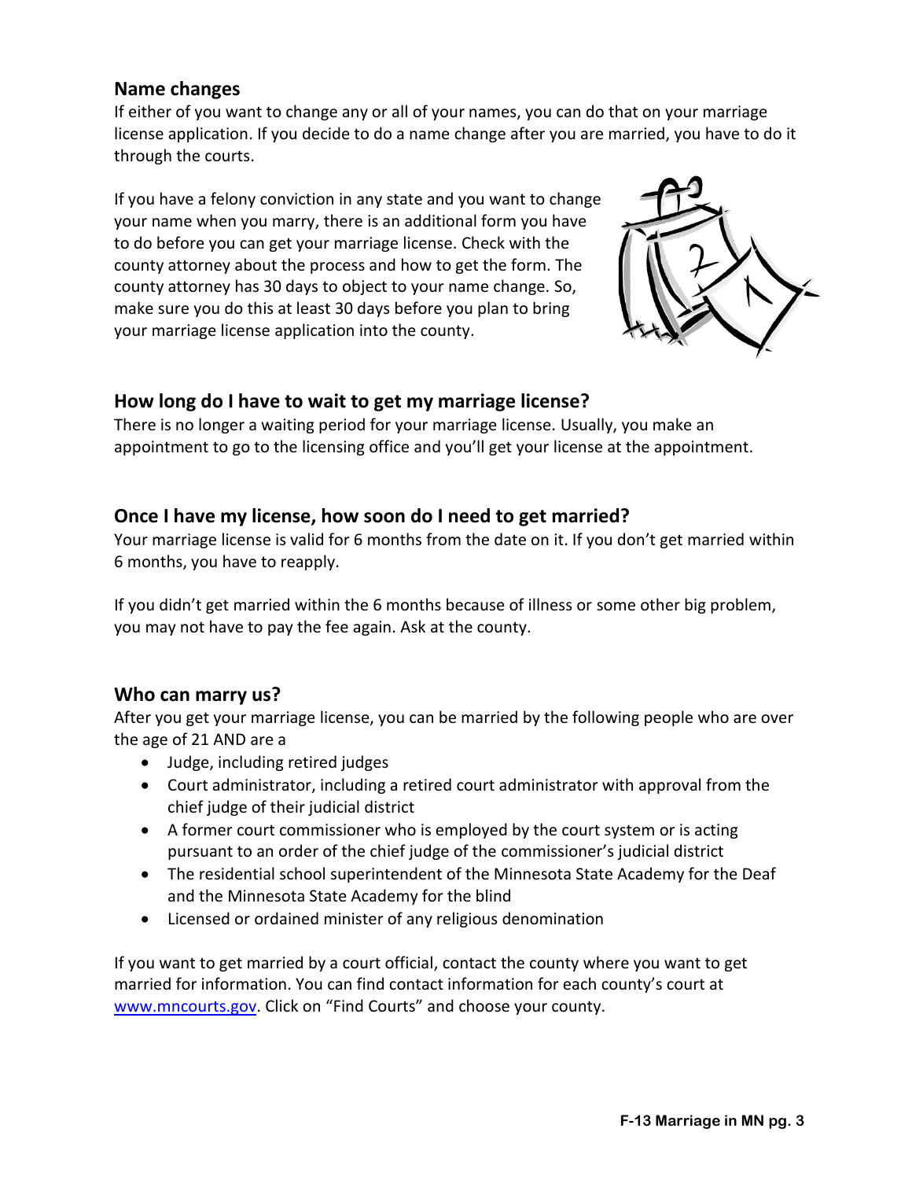## Name changes

If either of you want to change any or all of your names, you can do that on your marriage license application. If you decide to do a name change after you are married, you have to do it through the courts.

If you have a felony conviction in any state and you want to change your name when you marry, there is an additional form you have to do before you can get your marriage license. Check with the county attorney about the process and how to get the form. The county attorney has 30 days to object to your name change. So, make sure you do this at least 30 days before you plan to bring your marriage license application into the county.

## How long do I have to wait to get my marriage license?

There is no longer a waiting period for your marriage license. Usually, you make an appointment to go to the licensing office and you'll get your license at the appointment.

## Once I have my license, how soon do I need to get married?

Your marriage license is valid for 6 months from the date on it. If you don't get married within 6 months, you have to reapply.

If you didn't get married within the 6 months because of illness or some other big problem, you may not have to pay the fee again. Ask at the county.

## Who can marry us?

After you get your marriage license, you can be married by the following people who are over the age of 21 AND are a

- Judge, including retired judges
- Court administrator, including a retired court administrator with approval from the chief judge of their judicial district
- A former court commissioner who is employed by the court system or is acting pursuant to an order of the chief judge of the commissioner's judicial district
- The residential school superintendent of the Minnesota State Academy for the Deaf and the Minnesota State Academy for the blind
- Licensed or ordained minister of any religious denomination

If you want to get married by a court official, contact the county where you want to get married for information. You can find contact information for each county's court at [www.mncourts.gov](http://www.mncourts.gov). Click on "Find Courts" and choose your county.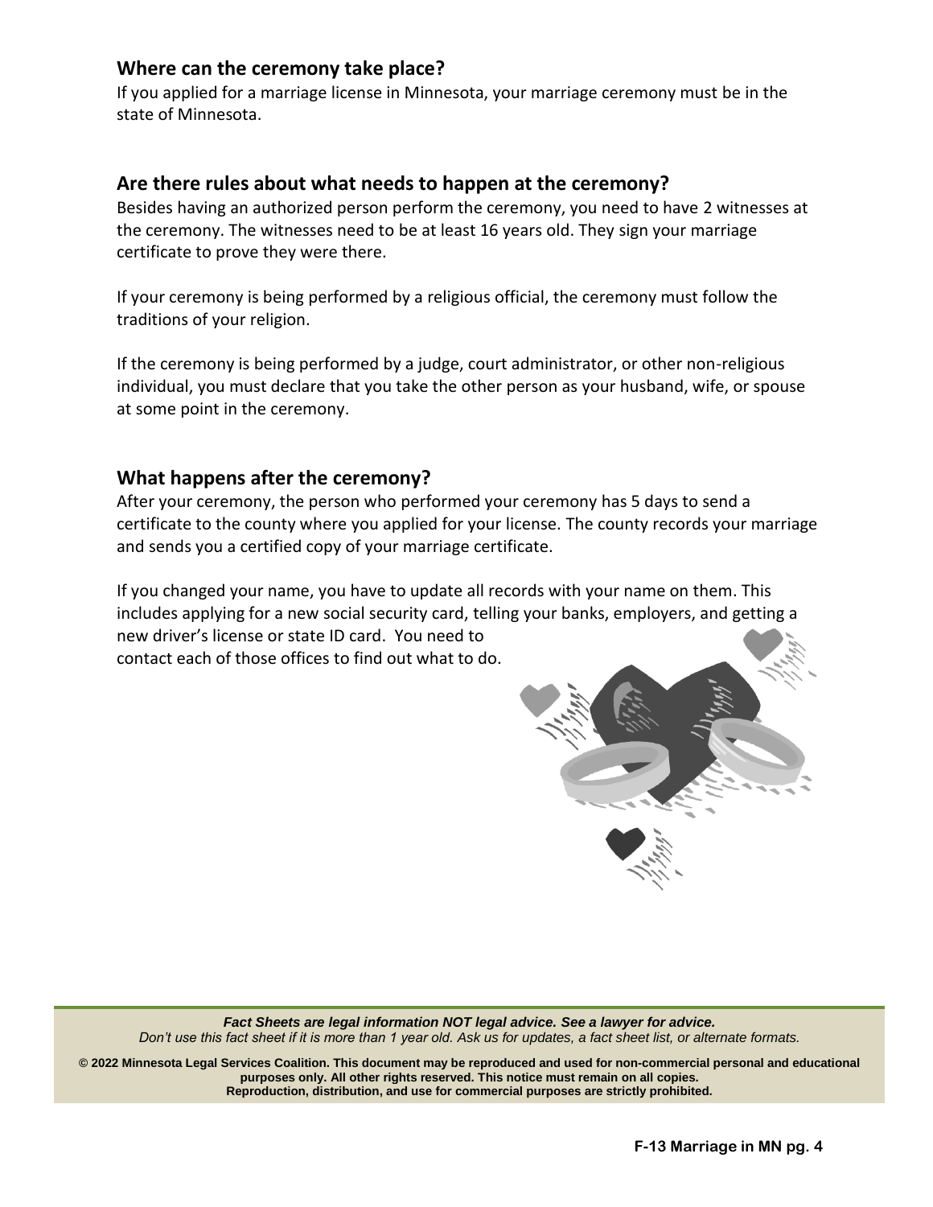## Where can the ceremony take place?

If you applied for a marriage license in Minnesota, your marriage ceremony must be in the state of Minnesota.

## Are there rules about what needs to happen at the ceremony?

Besides having an authorized person perform the ceremony, you need to have 2 witnesses at the ceremony. The witnesses need to be at least 16 years old. They sign your marriage certificate to prove they were there.

If your ceremony is being performed by a religious official, the ceremony must follow the traditions of your religion.

If the ceremony is being performed by a judge, court administrator, or other non-religious individual, you must declare that you take the other person as your husband, wife, or spouse at some point in the ceremony.

## What happens after the ceremony?

After your ceremony, the person who performed your ceremony has 5 days to send a certificate to the county where you applied for your license. The county records your marriage and sends you a certified copy of your marriage certificate.

If you changed your name, you have to update all records with your name on them. This includes applying for a new social security card, telling your banks, employers, and getting a new driver's license or state ID card. You need to contact each of those offices to find out what to do.

***Fact Sheets are legal information NOT legal advice. See a lawyer for advice.***
*Don't use this fact sheet if it is more than 1 year old. Ask us for updates, a fact sheet list, or alternate formats.*

**© 2022 Minnesota Legal Services Coalition. This document may be reproduced and used for non-commercial personal and educational purposes only. All other rights reserved. This notice must remain on all copies. Reproduction, distribution, and use for commercial purposes are strictly prohibited.**